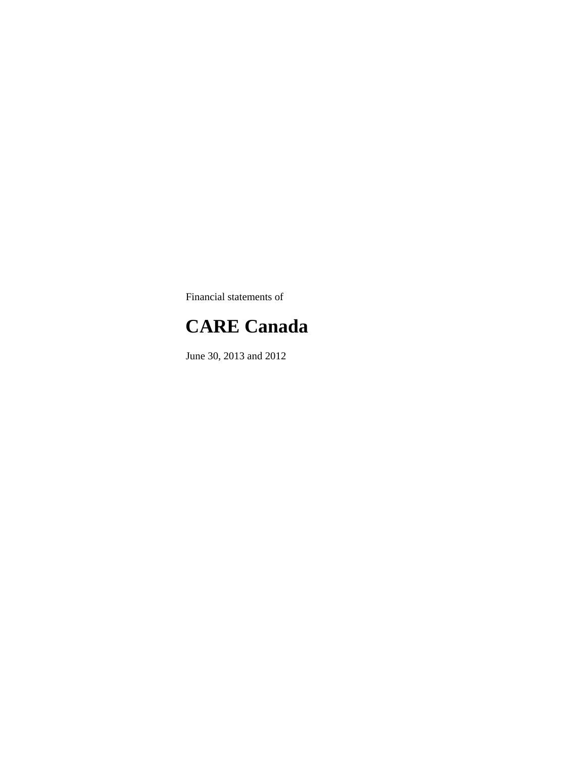Financial statements of

# CARE Canada

June 30, 2013 and 2012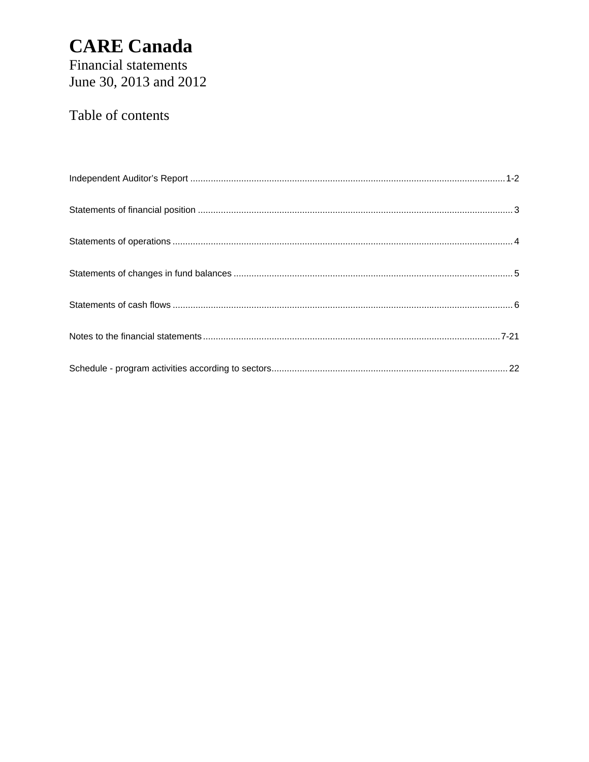# CARE Canada

Financial statements
June 30, 2013 and 2012

## Table of contents

Independent Auditor's Report ............................................................................................................................1-2

Statements of financial position ............................................................................................................................3

Statements of operations ......................................................................................................................................4

Statements of changes in fund balances ..............................................................................................................5

Statements of cash flows ......................................................................................................................................6

Notes to the financial statements ....................................................................................................................7-21

Schedule - program activities according to sectors.............................................................................................22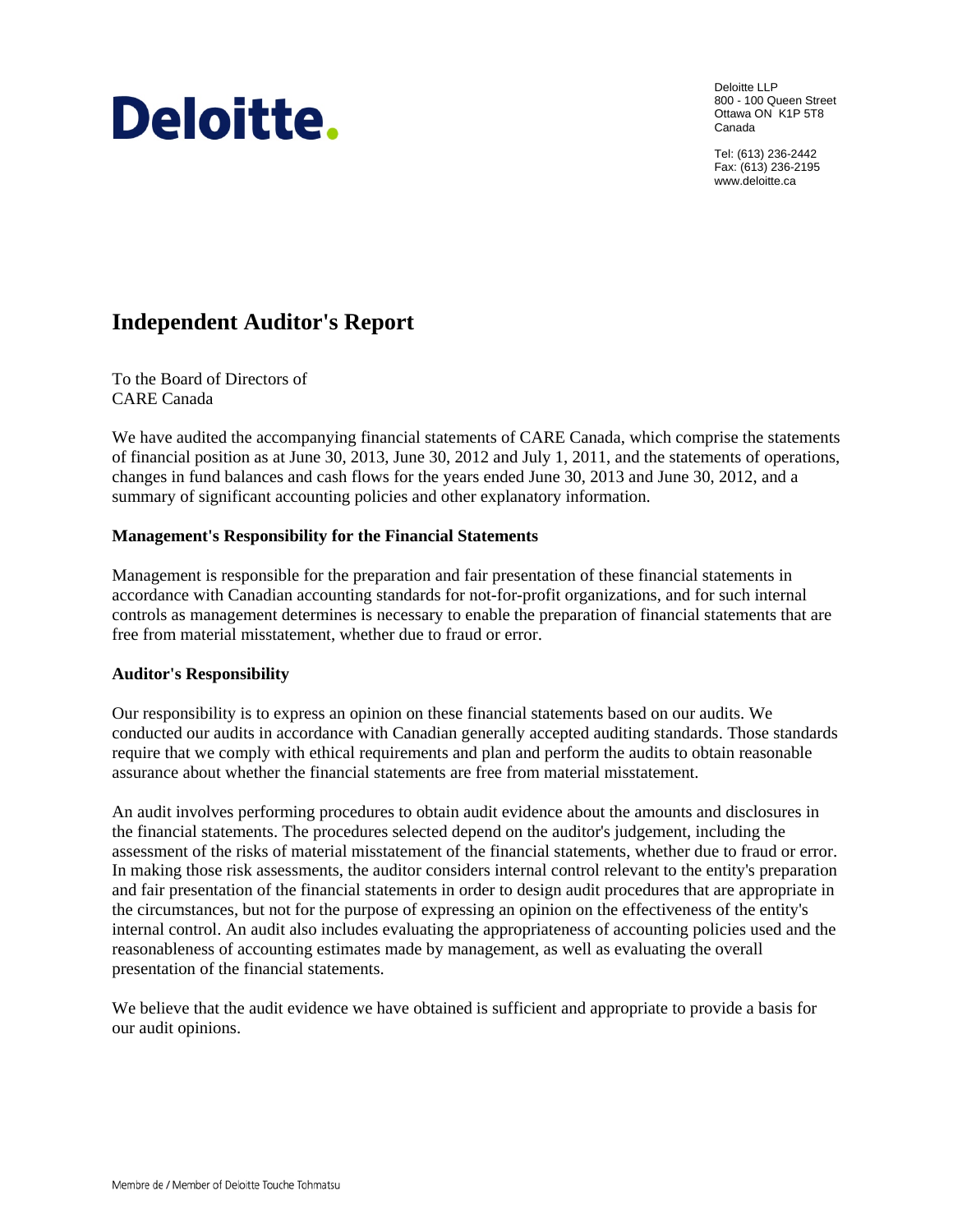Deloitte.

Deloitte LLP
800 - 100 Queen Street
Ottawa ON K1P 5T8
Canada

Tel: (613) 236-2442
Fax: (613) 236-2195
www.deloitte.ca

# Independent Auditor's Report

To the Board of Directors of
CARE Canada

We have audited the accompanying financial statements of CARE Canada, which comprise the statements of financial position as at June 30, 2013, June 30, 2012 and July 1, 2011, and the statements of operations, changes in fund balances and cash flows for the years ended June 30, 2013 and June 30, 2012, and a summary of significant accounting policies and other explanatory information.

**Management's Responsibility for the Financial Statements**

Management is responsible for the preparation and fair presentation of these financial statements in accordance with Canadian accounting standards for not-for-profit organizations, and for such internal controls as management determines is necessary to enable the preparation of financial statements that are free from material misstatement, whether due to fraud or error.

**Auditor's Responsibility**

Our responsibility is to express an opinion on these financial statements based on our audits. We conducted our audits in accordance with Canadian generally accepted auditing standards. Those standards require that we comply with ethical requirements and plan and perform the audits to obtain reasonable assurance about whether the financial statements are free from material misstatement.

An audit involves performing procedures to obtain audit evidence about the amounts and disclosures in the financial statements. The procedures selected depend on the auditor's judgement, including the assessment of the risks of material misstatement of the financial statements, whether due to fraud or error. In making those risk assessments, the auditor considers internal control relevant to the entity's preparation and fair presentation of the financial statements in order to design audit procedures that are appropriate in the circumstances, but not for the purpose of expressing an opinion on the effectiveness of the entity's internal control. An audit also includes evaluating the appropriateness of accounting policies used and the reasonableness of accounting estimates made by management, as well as evaluating the overall presentation of the financial statements.

We believe that the audit evidence we have obtained is sufficient and appropriate to provide a basis for our audit opinions.

Membre de / Member of Deloitte Touche Tohmatsu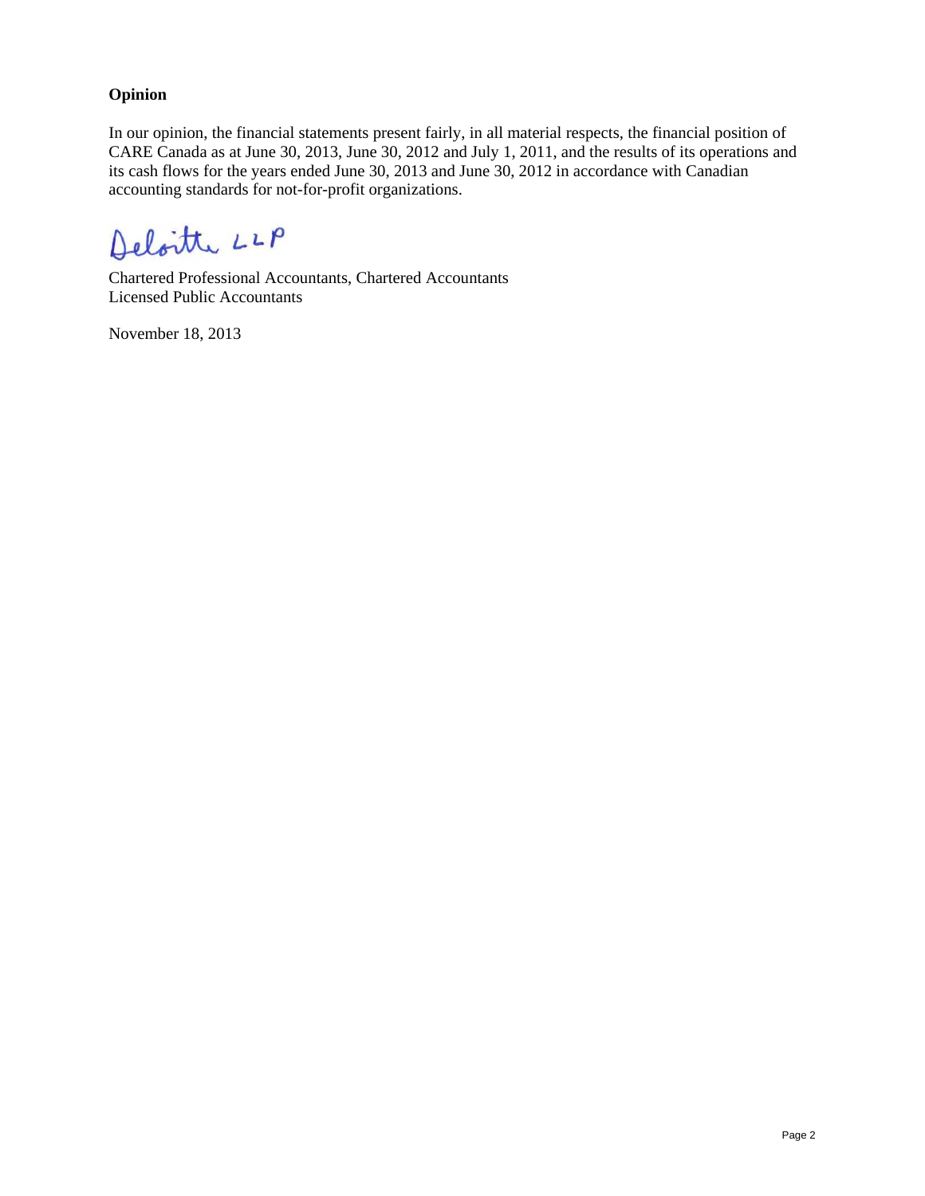**Opinion**

In our opinion, the financial statements present fairly, in all material respects, the financial position of CARE Canada as at June 30, 2013, June 30, 2012 and July 1, 2011, and the results of its operations and its cash flows for the years ended June 30, 2013 and June 30, 2012 in accordance with Canadian accounting standards for not-for-profit organizations.

Deloitte LLP

Chartered Professional Accountants, Chartered Accountants
Licensed Public Accountants

November 18, 2013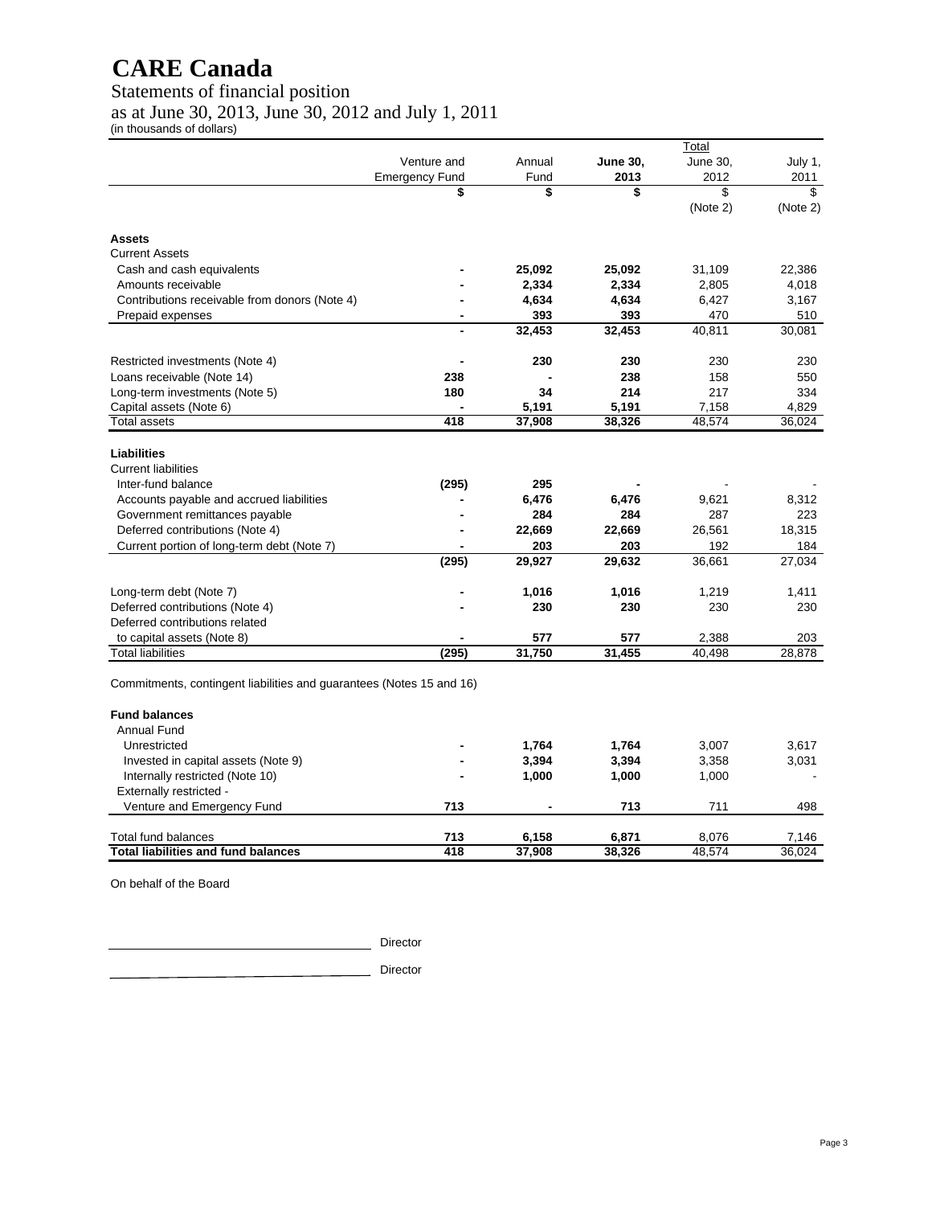# CARE Canada

## Statements of financial position

## as at June 30, 2013, June 30, 2012 and July 1, 2011

(in thousands of dollars)

| | Venture and Emergency Fund | Annual Fund | June 30, 2013 | Total June 30, 2012 | July 1, 2011 |
|---|---|---|---|---|---|
| | $ | $ | $ | $ (Note 2) | $ (Note 2) |
| **Assets** | | | | | |
| Current Assets | | | | | |
| Cash and cash equivalents | - | 25,092 | 25,092 | 31,109 | 22,386 |
| Amounts receivable | - | 2,334 | 2,334 | 2,805 | 4,018 |
| Contributions receivable from donors (Note 4) | - | 4,634 | 4,634 | 6,427 | 3,167 |
| Prepaid expenses | - | 393 | 393 | 470 | 510 |
| | - | 32,453 | 32,453 | 40,811 | 30,081 |
| Restricted investments (Note 4) | - | 230 | 230 | 230 | 230 |
| Loans receivable (Note 14) | 238 | - | 238 | 158 | 550 |
| Long-term investments (Note 5) | 180 | 34 | 214 | 217 | 334 |
| Capital assets (Note 6) | - | 5,191 | 5,191 | 7,158 | 4,829 |
| Total assets | 418 | 37,908 | 38,326 | 48,574 | 36,024 |
| **Liabilities** | | | | | |
| Current liabilities | | | | | |
| Inter-fund balance | (295) | 295 | - | - | - |
| Accounts payable and accrued liabilities | - | 6,476 | 6,476 | 9,621 | 8,312 |
| Government remittances payable | - | 284 | 284 | 287 | 223 |
| Deferred contributions (Note 4) | - | 22,669 | 22,669 | 26,561 | 18,315 |
| Current portion of long-term debt (Note 7) | - | 203 | 203 | 192 | 184 |
| | (295) | 29,927 | 29,632 | 36,661 | 27,034 |
| Long-term debt (Note 7) | - | 1,016 | 1,016 | 1,219 | 1,411 |
| Deferred contributions (Note 4) | - | 230 | 230 | 230 | 230 |
| Deferred contributions related to capital assets (Note 8) | - | 577 | 577 | 2,388 | 203 |
| Total liabilities | (295) | 31,750 | 31,455 | 40,498 | 28,878 |
| Commitments, contingent liabilities and guarantees (Notes 15 and 16) | | | | | |
| **Fund balances** | | | | | |
| Annual Fund | | | | | |
| Unrestricted | - | 1,764 | 1,764 | 3,007 | 3,617 |
| Invested in capital assets (Note 9) | - | 3,394 | 3,394 | 3,358 | 3,031 |
| Internally restricted (Note 10) | - | 1,000 | 1,000 | 1,000 | - |
| Externally restricted - Venture and Emergency Fund | 713 | - | 713 | 711 | 498 |
| Total fund balances | 713 | 6,158 | 6,871 | 8,076 | 7,146 |
| **Total liabilities and fund balances** | **418** | **37,908** | **38,326** | **48,574** | **36,024** |

On behalf of the Board

\_\_\_\_\_\_\_\_\_\_\_\_\_\_\_\_\_\_\_\_\_\_\_\_\_\_\_\_\_\_ Director

\_\_\_\_\_\_\_\_\_\_\_\_\_\_\_\_\_\_\_\_\_\_\_\_\_\_\_\_\_\_ Director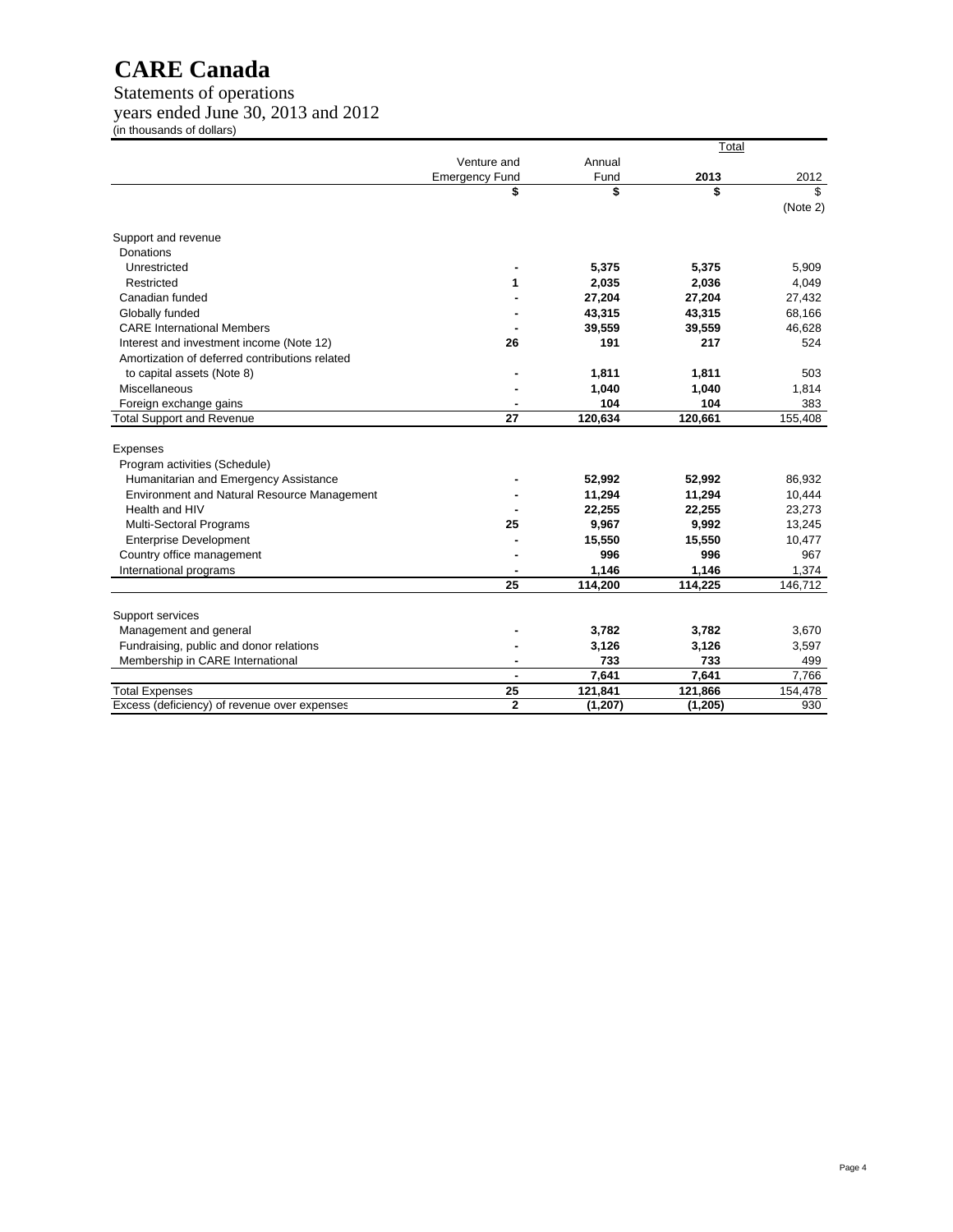# CARE Canada

Statements of operations
years ended June 30, 2013 and 2012
(in thousands of dollars)

| | Venture and Emergency Fund | Annual Fund | Total 2013 | Total 2012 |
|---|---|---|---|---|
| | $ | $ | $ | $ (Note 2) |
| **Support and revenue** | | | | |
| Donations | | | | |
| Unrestricted | - | 5,375 | 5,375 | 5,909 |
| Restricted | 1 | 2,035 | 2,036 | 4,049 |
| Canadian funded | - | 27,204 | 27,204 | 27,432 |
| Globally funded | - | 43,315 | 43,315 | 68,166 |
| CARE International Members | - | 39,559 | 39,559 | 46,628 |
| Interest and investment income (Note 12) | 26 | 191 | 217 | 524 |
| Amortization of deferred contributions related to capital assets (Note 8) | - | 1,811 | 1,811 | 503 |
| Miscellaneous | - | 1,040 | 1,040 | 1,814 |
| Foreign exchange gains | - | 104 | 104 | 383 |
| Total Support and Revenue | 27 | 120,634 | 120,661 | 155,408 |
| **Expenses** | | | | |
| Program activities (Schedule) | | | | |
| Humanitarian and Emergency Assistance | - | 52,992 | 52,992 | 86,932 |
| Environment and Natural Resource Management | - | 11,294 | 11,294 | 10,444 |
| Health and HIV | - | 22,255 | 22,255 | 23,273 |
| Multi-Sectoral Programs | 25 | 9,967 | 9,992 | 13,245 |
| Enterprise Development | - | 15,550 | 15,550 | 10,477 |
| Country office management | - | 996 | 996 | 967 |
| International programs | - | 1,146 | 1,146 | 1,374 |
| | 25 | 114,200 | 114,225 | 146,712 |
| **Support services** | | | | |
| Management and general | - | 3,782 | 3,782 | 3,670 |
| Fundraising, public and donor relations | - | 3,126 | 3,126 | 3,597 |
| Membership in CARE International | - | 733 | 733 | 499 |
| | - | 7,641 | 7,641 | 7,766 |
| Total Expenses | 25 | 121,841 | 121,866 | 154,478 |
| Excess (deficiency) of revenue over expenses | 2 | (1,207) | (1,205) | 930 |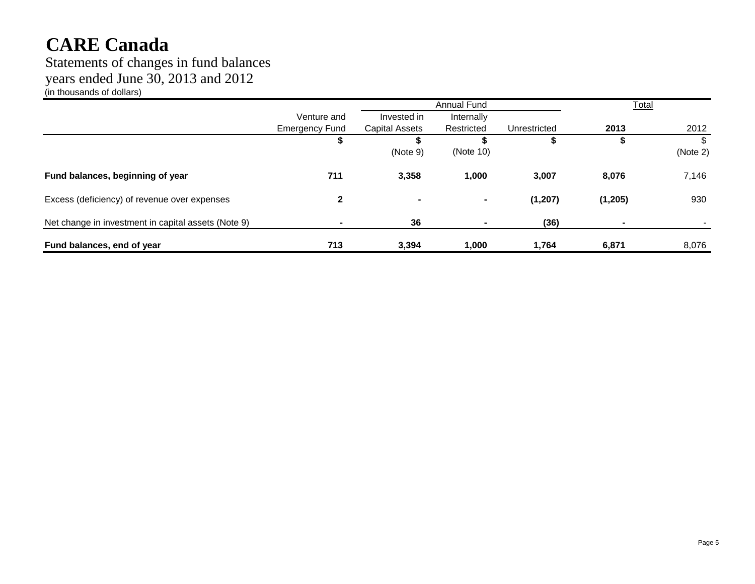# CARE Canada

Statements of changes in fund balances
years ended June 30, 2013 and 2012
(in thousands of dollars)

| | | Annual Fund | | | Total | |
|---|---|---|---|---|---|---|
| | Venture and Emergency Fund | Invested in Capital Assets | Internally Restricted | Unrestricted | **2013** | 2012 |
| | **$** | **$** (Note 9) | **$** (Note 10) | **$** | **$** | $ (Note 2) |
| **Fund balances, beginning of year** | **711** | **3,358** | **1,000** | **3,007** | **8,076** | 7,146 |
| Excess (deficiency) of revenue over expenses | **2** | **-** | **-** | **(1,207)** | **(1,205)** | 930 |
| Net change in investment in capital assets (Note 9) | **-** | **36** | **-** | **(36)** | **-** | - |
| **Fund balances, end of year** | **713** | **3,394** | **1,000** | **1,764** | **6,871** | 8,076 |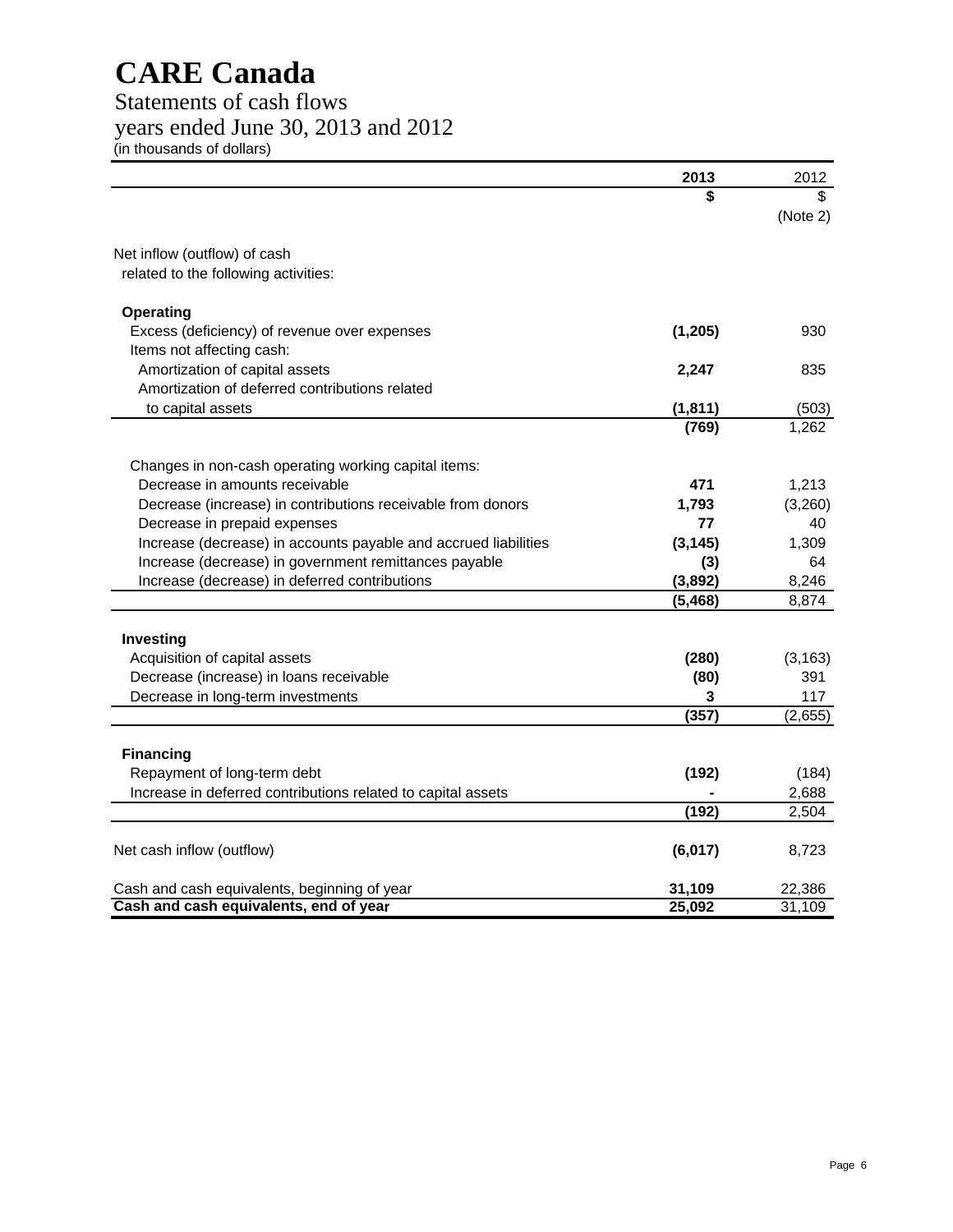# CARE Canada

Statements of cash flows
years ended June 30, 2013 and 2012
(in thousands of dollars)

| | 2013 | 2012 |
|---|---|---|
| | $ | $ |
| | | (Note 2) |
| Net inflow (outflow) of cash related to the following activities: | | |
| **Operating** | | |
| Excess (deficiency) of revenue over expenses | **(1,205)** | 930 |
| Items not affecting cash: | | |
| Amortization of capital assets | **2,247** | 835 |
| Amortization of deferred contributions related to capital assets | **(1,811)** | (503) |
| | **(769)** | 1,262 |
| Changes in non-cash operating working capital items: | | |
| Decrease in amounts receivable | **471** | 1,213 |
| Decrease (increase) in contributions receivable from donors | **1,793** | (3,260) |
| Decrease in prepaid expenses | **77** | 40 |
| Increase (decrease) in accounts payable and accrued liabilities | **(3,145)** | 1,309 |
| Increase (decrease) in government remittances payable | **(3)** | 64 |
| Increase (decrease) in deferred contributions | **(3,892)** | 8,246 |
| | **(5,468)** | 8,874 |
| **Investing** | | |
| Acquisition of capital assets | **(280)** | (3,163) |
| Decrease (increase) in loans receivable | **(80)** | 391 |
| Decrease in long-term investments | **3** | 117 |
| | **(357)** | (2,655) |
| **Financing** | | |
| Repayment of long-term debt | **(192)** | (184) |
| Increase in deferred contributions related to capital assets | **-** | 2,688 |
| | **(192)** | 2,504 |
| Net cash inflow (outflow) | **(6,017)** | 8,723 |
| Cash and cash equivalents, beginning of year | **31,109** | 22,386 |
| **Cash and cash equivalents, end of year** | **25,092** | 31,109 |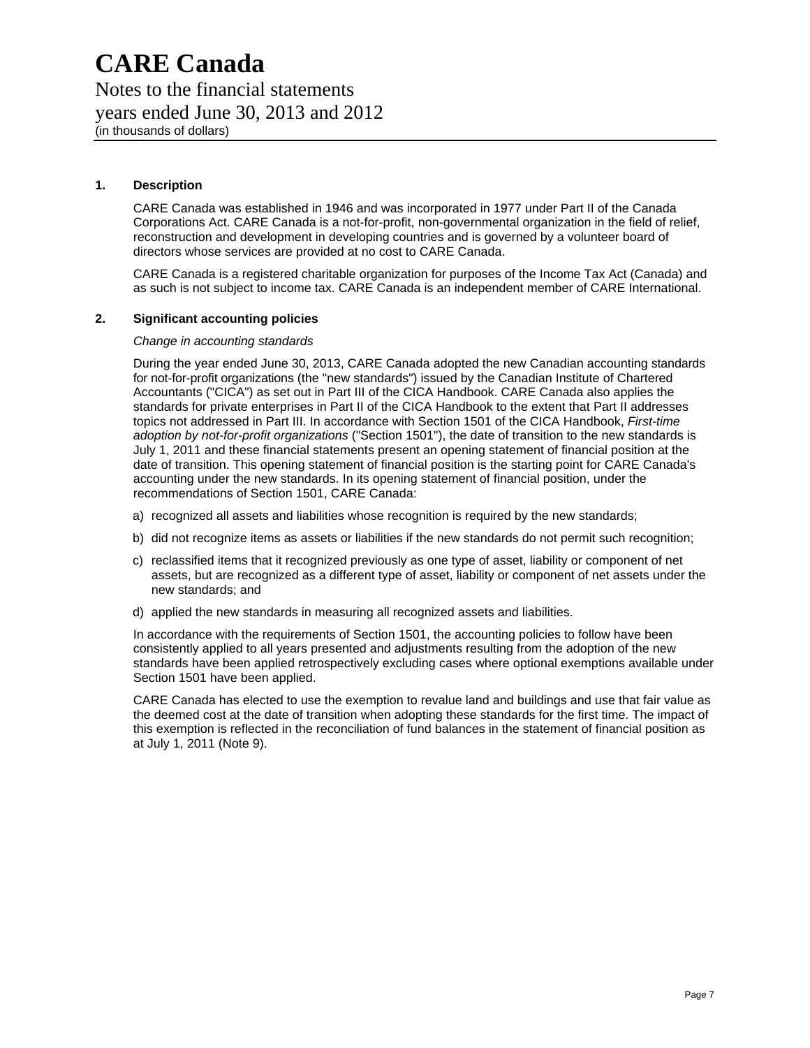# CARE Canada

Notes to the financial statements
years ended June 30, 2013 and 2012
(in thousands of dollars)

## 1. Description

CARE Canada was established in 1946 and was incorporated in 1977 under Part II of the Canada Corporations Act. CARE Canada is a not-for-profit, non-governmental organization in the field of relief, reconstruction and development in developing countries and is governed by a volunteer board of directors whose services are provided at no cost to CARE Canada.

CARE Canada is a registered charitable organization for purposes of the Income Tax Act (Canada) and as such is not subject to income tax. CARE Canada is an independent member of CARE International.

## 2. Significant accounting policies

*Change in accounting standards*

During the year ended June 30, 2013, CARE Canada adopted the new Canadian accounting standards for not-for-profit organizations (the "new standards") issued by the Canadian Institute of Chartered Accountants ("CICA") as set out in Part III of the CICA Handbook. CARE Canada also applies the standards for private enterprises in Part II of the CICA Handbook to the extent that Part II addresses topics not addressed in Part III. In accordance with Section 1501 of the CICA Handbook, *First-time adoption by not-for-profit organizations* ("Section 1501"), the date of transition to the new standards is July 1, 2011 and these financial statements present an opening statement of financial position at the date of transition. This opening statement of financial position is the starting point for CARE Canada's accounting under the new standards. In its opening statement of financial position, under the recommendations of Section 1501, CARE Canada:

a) recognized all assets and liabilities whose recognition is required by the new standards;

b) did not recognize items as assets or liabilities if the new standards do not permit such recognition;

c) reclassified items that it recognized previously as one type of asset, liability or component of net assets, but are recognized as a different type of asset, liability or component of net assets under the new standards; and

d) applied the new standards in measuring all recognized assets and liabilities.

In accordance with the requirements of Section 1501, the accounting policies to follow have been consistently applied to all years presented and adjustments resulting from the adoption of the new standards have been applied retrospectively excluding cases where optional exemptions available under Section 1501 have been applied.

CARE Canada has elected to use the exemption to revalue land and buildings and use that fair value as the deemed cost at the date of transition when adopting these standards for the first time. The impact of this exemption is reflected in the reconciliation of fund balances in the statement of financial position as at July 1, 2011 (Note 9).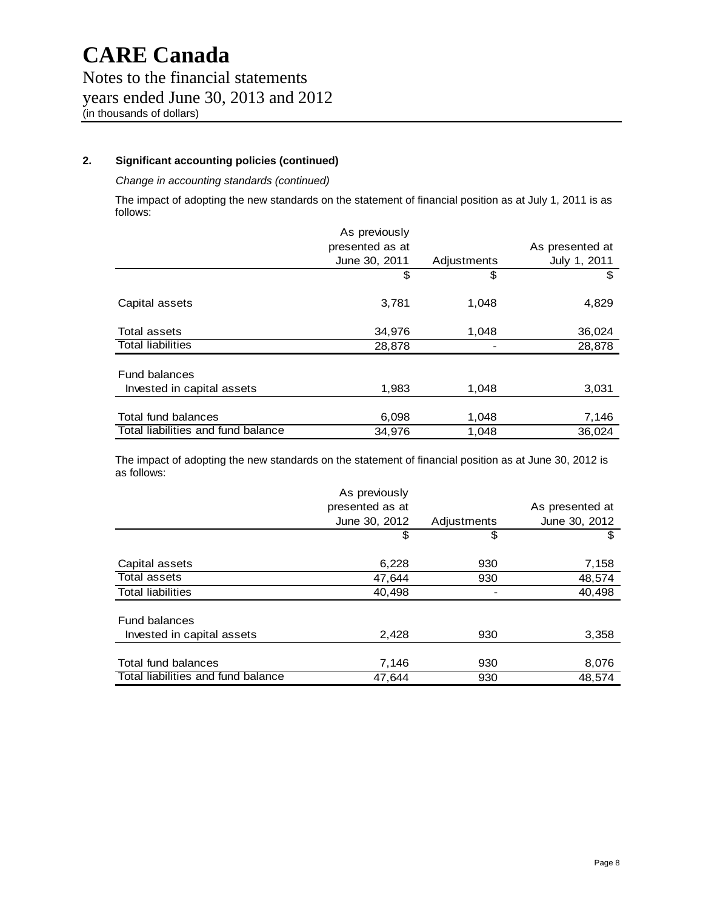# CARE Canada

Notes to the financial statements
years ended June 30, 2013 and 2012
(in thousands of dollars)

## 2. Significant accounting policies (continued)

*Change in accounting standards (continued)*

The impact of adopting the new standards on the statement of financial position as at July 1, 2011 is as follows:

| | As previously presented as at June 30, 2011 | Adjustments | As presented at July 1, 2011 |
|---|---|---|---|
| | $ | $ | $ |
| Capital assets | 3,781 | 1,048 | 4,829 |
| Total assets | 34,976 | 1,048 | 36,024 |
| Total liabilities | 28,878 | - | 28,878 |
| Fund balances | | | |
| Invested in capital assets | 1,983 | 1,048 | 3,031 |
| Total fund balances | 6,098 | 1,048 | 7,146 |
| Total liabilities and fund balance | 34,976 | 1,048 | 36,024 |

The impact of adopting the new standards on the statement of financial position as at June 30, 2012 is as follows:

| | As previously presented as at June 30, 2012 | Adjustments | As presented at June 30, 2012 |
|---|---|---|---|
| | $ | $ | $ |
| Capital assets | 6,228 | 930 | 7,158 |
| Total assets | 47,644 | 930 | 48,574 |
| Total liabilities | 40,498 | - | 40,498 |
| Fund balances | | | |
| Invested in capital assets | 2,428 | 930 | 3,358 |
| Total fund balances | 7,146 | 930 | 8,076 |
| Total liabilities and fund balance | 47,644 | 930 | 48,574 |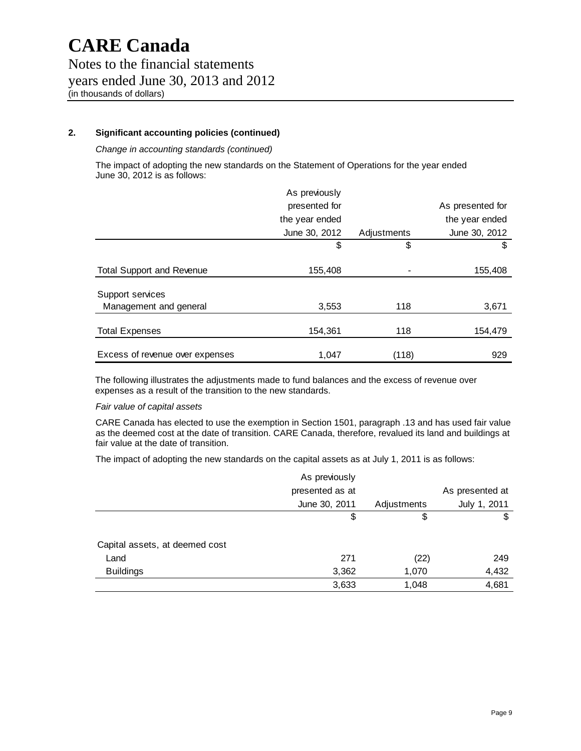# CARE Canada

Notes to the financial statements
years ended June 30, 2013 and 2012
(in thousands of dollars)

## 2. Significant accounting policies (continued)

*Change in accounting standards (continued)*

The impact of adopting the new standards on the Statement of Operations for the year ended June 30, 2012 is as follows:

| | As previously presented for the year ended June 30, 2012 | Adjustments | As presented for the year ended June 30, 2012 |
|---|---|---|---|
| | $ | $ | $ |
| Total Support and Revenue | 155,408 | - | 155,408 |
| Support services | | | |
| Management and general | 3,553 | 118 | 3,671 |
| Total Expenses | 154,361 | 118 | 154,479 |
| Excess of revenue over expenses | 1,047 | (118) | 929 |

The following illustrates the adjustments made to fund balances and the excess of revenue over expenses as a result of the transition to the new standards.

*Fair value of capital assets*

CARE Canada has elected to use the exemption in Section 1501, paragraph .13 and has used fair value as the deemed cost at the date of transition. CARE Canada, therefore, revalued its land and buildings at fair value at the date of transition.

The impact of adopting the new standards on the capital assets as at July 1, 2011 is as follows:

| | As previously presented as at June 30, 2011 | Adjustments | As presented at July 1, 2011 |
|---|---|---|---|
| | $ | $ | $ |
| Capital assets, at deemed cost | | | |
| Land | 271 | (22) | 249 |
| Buildings | 3,362 | 1,070 | 4,432 |
| | 3,633 | 1,048 | 4,681 |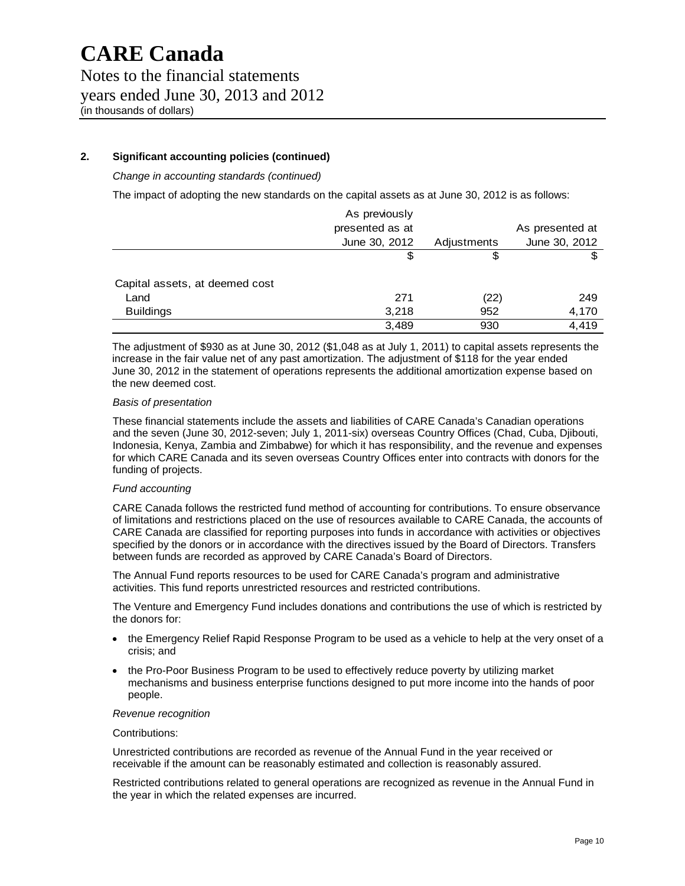# CARE Canada

Notes to the financial statements
years ended June 30, 2013 and 2012
(in thousands of dollars)

## 2. Significant accounting policies (continued)

*Change in accounting standards (continued)*

The impact of adopting the new standards on the capital assets as at June 30, 2012 is as follows:

| | As previously presented as at June 30, 2012 | Adjustments | As presented at June 30, 2012 |
|---|---|---|---|
| | $ | $ | $ |
| Capital assets, at deemed cost | | | |
| Land | 271 | (22) | 249 |
| Buildings | 3,218 | 952 | 4,170 |
| | 3,489 | 930 | 4,419 |

The adjustment of $930 as at June 30, 2012 ($1,048 as at July 1, 2011) to capital assets represents the increase in the fair value net of any past amortization. The adjustment of $118 for the year ended June 30, 2012 in the statement of operations represents the additional amortization expense based on the new deemed cost.

*Basis of presentation*

These financial statements include the assets and liabilities of CARE Canada's Canadian operations and the seven (June 30, 2012-seven; July 1, 2011-six) overseas Country Offices (Chad, Cuba, Djibouti, Indonesia, Kenya, Zambia and Zimbabwe) for which it has responsibility, and the revenue and expenses for which CARE Canada and its seven overseas Country Offices enter into contracts with donors for the funding of projects.

*Fund accounting*

CARE Canada follows the restricted fund method of accounting for contributions. To ensure observance of limitations and restrictions placed on the use of resources available to CARE Canada, the accounts of CARE Canada are classified for reporting purposes into funds in accordance with activities or objectives specified by the donors or in accordance with the directives issued by the Board of Directors. Transfers between funds are recorded as approved by CARE Canada's Board of Directors.

The Annual Fund reports resources to be used for CARE Canada's program and administrative activities. This fund reports unrestricted resources and restricted contributions.

The Venture and Emergency Fund includes donations and contributions the use of which is restricted by the donors for:

- the Emergency Relief Rapid Response Program to be used as a vehicle to help at the very onset of a crisis; and
- the Pro-Poor Business Program to be used to effectively reduce poverty by utilizing market mechanisms and business enterprise functions designed to put more income into the hands of poor people.

*Revenue recognition*

Contributions:

Unrestricted contributions are recorded as revenue of the Annual Fund in the year received or receivable if the amount can be reasonably estimated and collection is reasonably assured.

Restricted contributions related to general operations are recognized as revenue in the Annual Fund in the year in which the related expenses are incurred.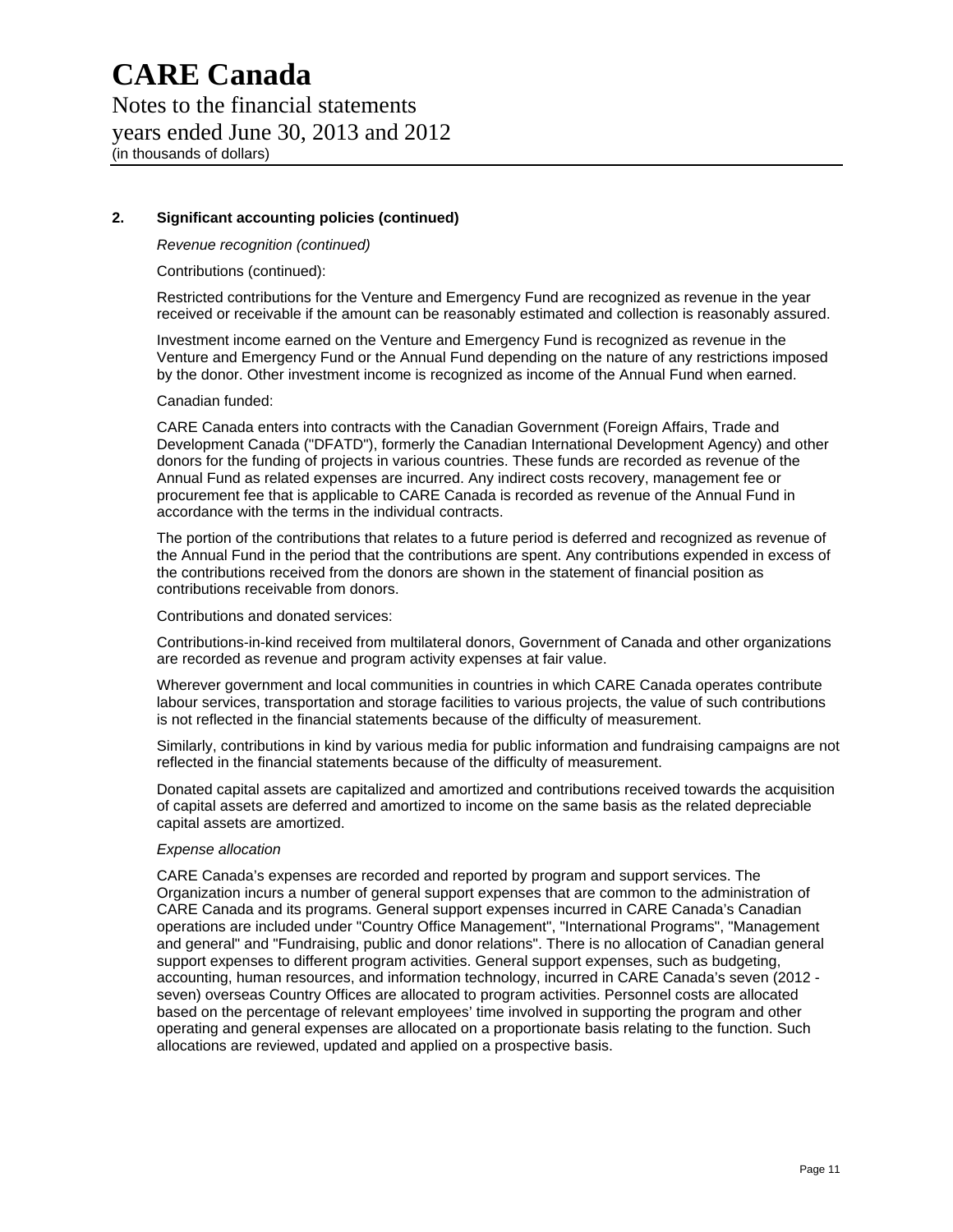## 2. Significant accounting policies (continued)

*Revenue recognition (continued)*

Contributions (continued):

Restricted contributions for the Venture and Emergency Fund are recognized as revenue in the year received or receivable if the amount can be reasonably estimated and collection is reasonably assured.

Investment income earned on the Venture and Emergency Fund is recognized as revenue in the Venture and Emergency Fund or the Annual Fund depending on the nature of any restrictions imposed by the donor. Other investment income is recognized as income of the Annual Fund when earned.

Canadian funded:

CARE Canada enters into contracts with the Canadian Government (Foreign Affairs, Trade and Development Canada ("DFATD"), formerly the Canadian International Development Agency) and other donors for the funding of projects in various countries. These funds are recorded as revenue of the Annual Fund as related expenses are incurred. Any indirect costs recovery, management fee or procurement fee that is applicable to CARE Canada is recorded as revenue of the Annual Fund in accordance with the terms in the individual contracts.

The portion of the contributions that relates to a future period is deferred and recognized as revenue of the Annual Fund in the period that the contributions are spent. Any contributions expended in excess of the contributions received from the donors are shown in the statement of financial position as contributions receivable from donors.

Contributions and donated services:

Contributions-in-kind received from multilateral donors, Government of Canada and other organizations are recorded as revenue and program activity expenses at fair value.

Wherever government and local communities in countries in which CARE Canada operates contribute labour services, transportation and storage facilities to various projects, the value of such contributions is not reflected in the financial statements because of the difficulty of measurement.

Similarly, contributions in kind by various media for public information and fundraising campaigns are not reflected in the financial statements because of the difficulty of measurement.

Donated capital assets are capitalized and amortized and contributions received towards the acquisition of capital assets are deferred and amortized to income on the same basis as the related depreciable capital assets are amortized.

*Expense allocation*

CARE Canada's expenses are recorded and reported by program and support services. The Organization incurs a number of general support expenses that are common to the administration of CARE Canada and its programs. General support expenses incurred in CARE Canada's Canadian operations are included under "Country Office Management", "International Programs", "Management and general" and "Fundraising, public and donor relations". There is no allocation of Canadian general support expenses to different program activities. General support expenses, such as budgeting, accounting, human resources, and information technology, incurred in CARE Canada's seven (2012 - seven) overseas Country Offices are allocated to program activities. Personnel costs are allocated based on the percentage of relevant employees' time involved in supporting the program and other operating and general expenses are allocated on a proportionate basis relating to the function. Such allocations are reviewed, updated and applied on a prospective basis.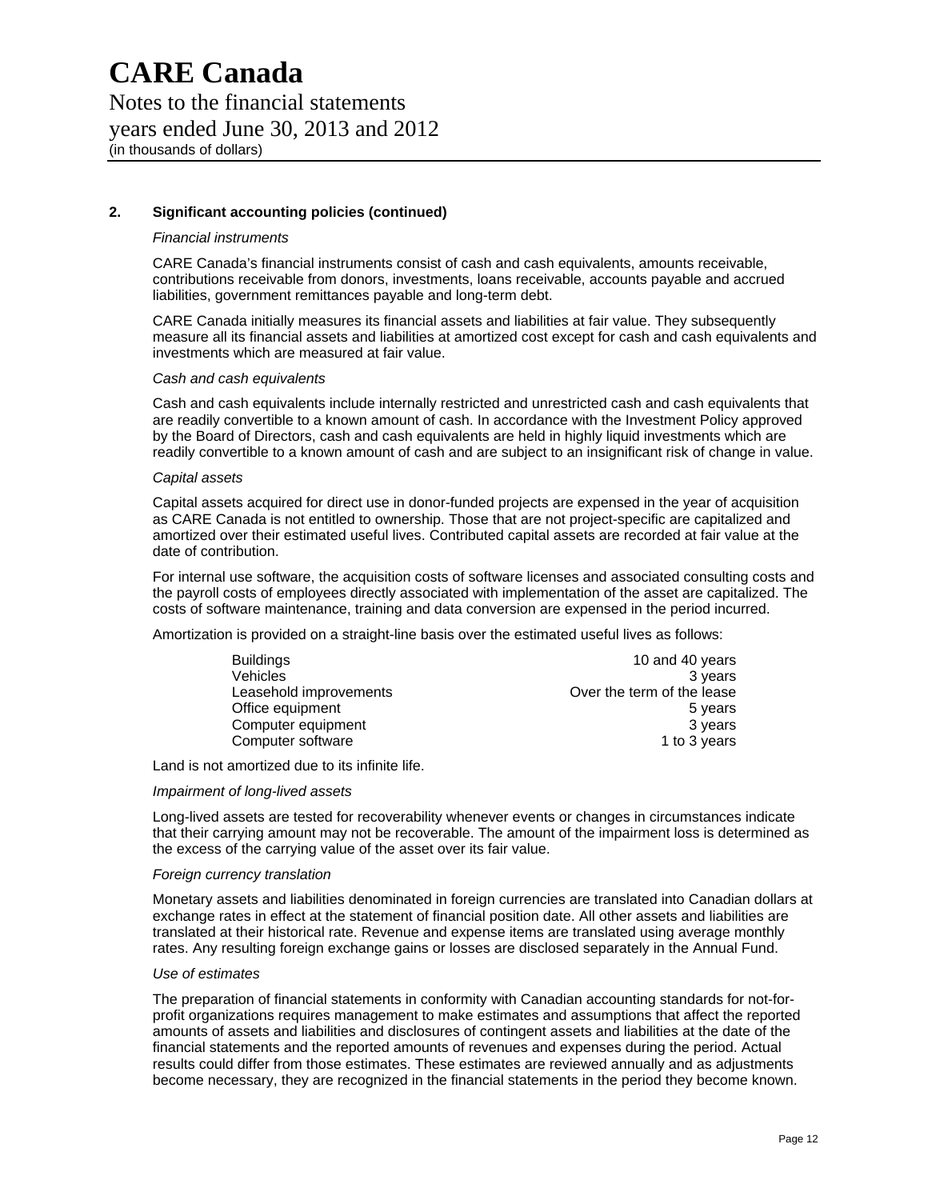# CARE Canada

Notes to the financial statements
years ended June 30, 2013 and 2012
(in thousands of dollars)

## 2. Significant accounting policies (continued)

*Financial instruments*

CARE Canada's financial instruments consist of cash and cash equivalents, amounts receivable, contributions receivable from donors, investments, loans receivable, accounts payable and accrued liabilities, government remittances payable and long-term debt.

CARE Canada initially measures its financial assets and liabilities at fair value. They subsequently measure all its financial assets and liabilities at amortized cost except for cash and cash equivalents and investments which are measured at fair value.

*Cash and cash equivalents*

Cash and cash equivalents include internally restricted and unrestricted cash and cash equivalents that are readily convertible to a known amount of cash. In accordance with the Investment Policy approved by the Board of Directors, cash and cash equivalents are held in highly liquid investments which are readily convertible to a known amount of cash and are subject to an insignificant risk of change in value.

*Capital assets*

Capital assets acquired for direct use in donor-funded projects are expensed in the year of acquisition as CARE Canada is not entitled to ownership. Those that are not project-specific are capitalized and amortized over their estimated useful lives. Contributed capital assets are recorded at fair value at the date of contribution.

For internal use software, the acquisition costs of software licenses and associated consulting costs and the payroll costs of employees directly associated with implementation of the asset are capitalized. The costs of software maintenance, training and data conversion are expensed in the period incurred.

Amortization is provided on a straight-line basis over the estimated useful lives as follows:

| | |
|---|---|
| Buildings | 10 and 40 years |
| Vehicles | 3 years |
| Leasehold improvements | Over the term of the lease |
| Office equipment | 5 years |
| Computer equipment | 3 years |
| Computer software | 1 to 3 years |

Land is not amortized due to its infinite life.

*Impairment of long-lived assets*

Long-lived assets are tested for recoverability whenever events or changes in circumstances indicate that their carrying amount may not be recoverable. The amount of the impairment loss is determined as the excess of the carrying value of the asset over its fair value.

*Foreign currency translation*

Monetary assets and liabilities denominated in foreign currencies are translated into Canadian dollars at exchange rates in effect at the statement of financial position date. All other assets and liabilities are translated at their historical rate. Revenue and expense items are translated using average monthly rates. Any resulting foreign exchange gains or losses are disclosed separately in the Annual Fund.

*Use of estimates*

The preparation of financial statements in conformity with Canadian accounting standards for not-for-profit organizations requires management to make estimates and assumptions that affect the reported amounts of assets and liabilities and disclosures of contingent assets and liabilities at the date of the financial statements and the reported amounts of revenues and expenses during the period. Actual results could differ from those estimates. These estimates are reviewed annually and as adjustments become necessary, they are recognized in the financial statements in the period they become known.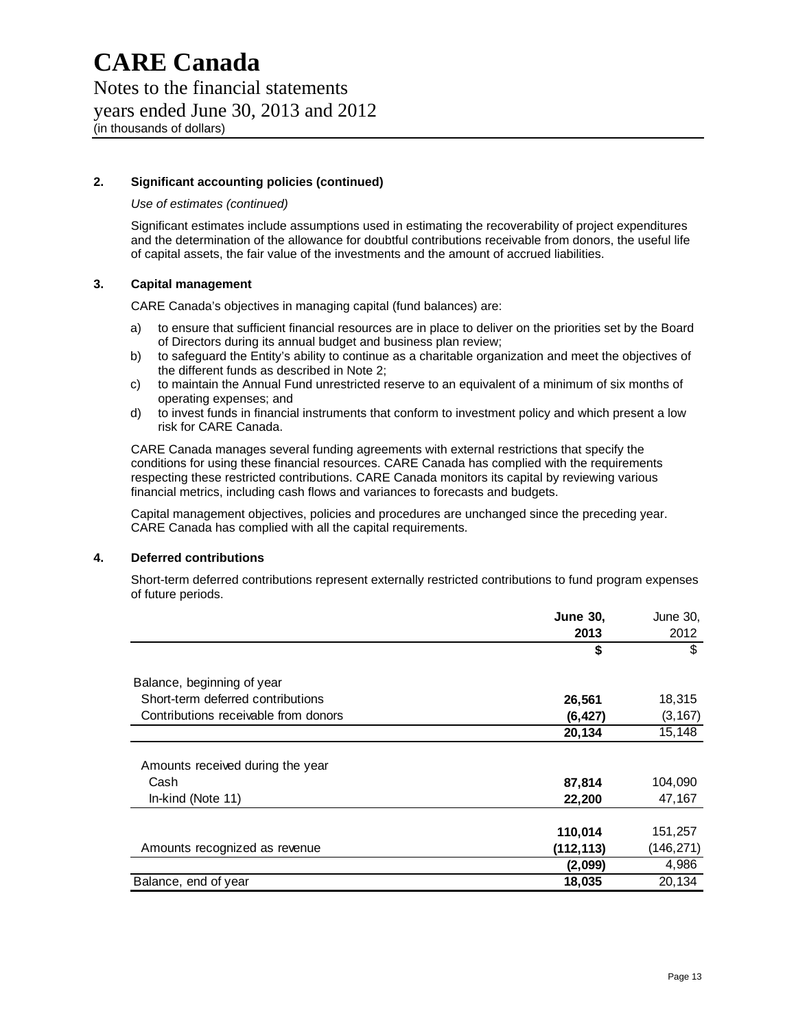# CARE Canada

Notes to the financial statements
years ended June 30, 2013 and 2012
(in thousands of dollars)

## 2. Significant accounting policies (continued)

*Use of estimates (continued)*

Significant estimates include assumptions used in estimating the recoverability of project expenditures and the determination of the allowance for doubtful contributions receivable from donors, the useful life of capital assets, the fair value of the investments and the amount of accrued liabilities.

## 3. Capital management

CARE Canada's objectives in managing capital (fund balances) are:

a) to ensure that sufficient financial resources are in place to deliver on the priorities set by the Board of Directors during its annual budget and business plan review;
b) to safeguard the Entity's ability to continue as a charitable organization and meet the objectives of the different funds as described in Note 2;
c) to maintain the Annual Fund unrestricted reserve to an equivalent of a minimum of six months of operating expenses; and
d) to invest funds in financial instruments that conform to investment policy and which present a low risk for CARE Canada.

CARE Canada manages several funding agreements with external restrictions that specify the conditions for using these financial resources. CARE Canada has complied with the requirements respecting these restricted contributions. CARE Canada monitors its capital by reviewing various financial metrics, including cash flows and variances to forecasts and budgets.

Capital management objectives, policies and procedures are unchanged since the preceding year. CARE Canada has complied with all the capital requirements.

## 4. Deferred contributions

Short-term deferred contributions represent externally restricted contributions to fund program expenses of future periods.

| | **June 30, 2013** | June 30, 2012 |
|---|---|---|
| | **$** | $ |
| Balance, beginning of year | | |
| Short-term deferred contributions | **26,561** | 18,315 |
| Contributions receivable from donors | **(6,427)** | (3,167) |
| | **20,134** | 15,148 |
| Amounts received during the year | | |
| Cash | **87,814** | 104,090 |
| In-kind (Note 11) | **22,200** | 47,167 |
| | **110,014** | 151,257 |
| Amounts recognized as revenue | **(112,113)** | (146,271) |
| | **(2,099)** | 4,986 |
| Balance, end of year | **18,035** | 20,134 |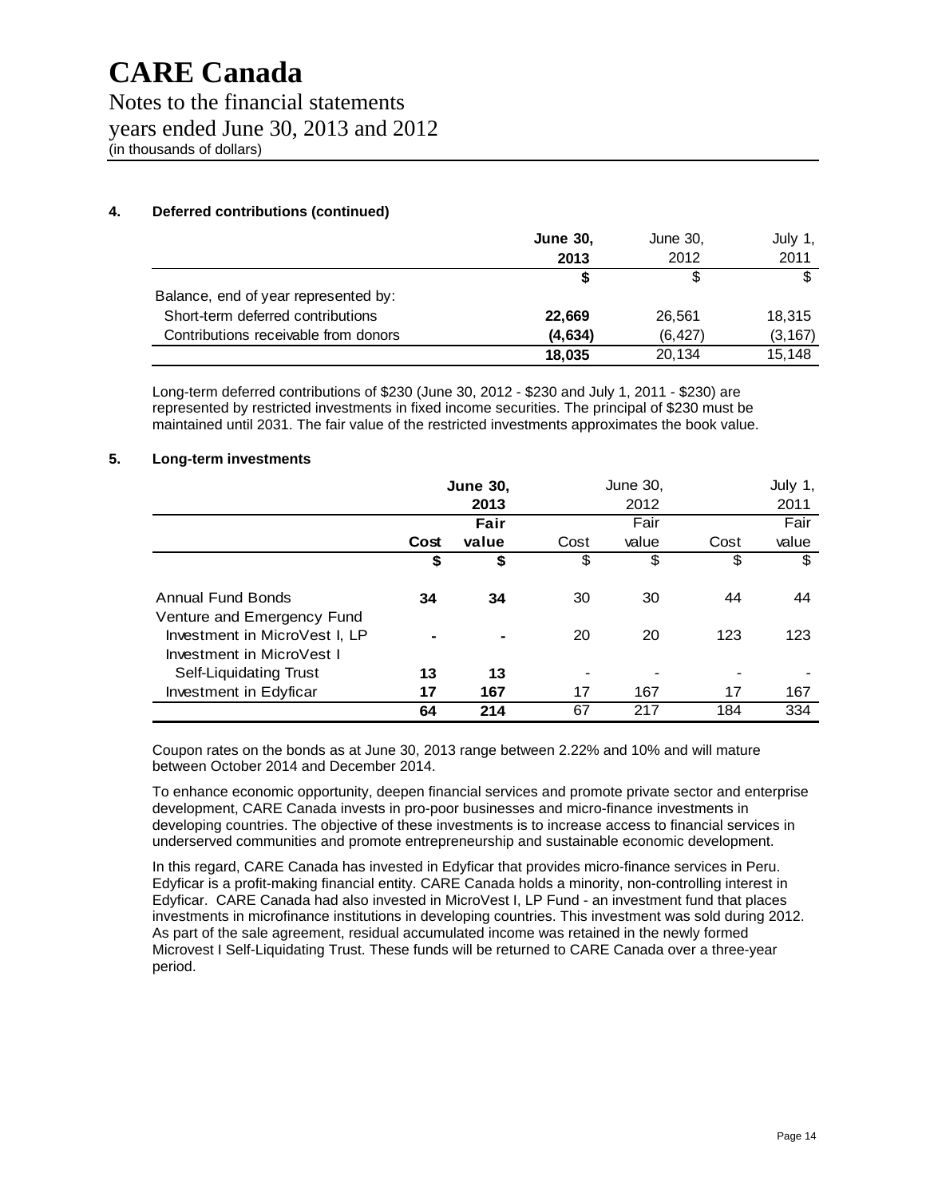# CARE Canada

Notes to the financial statements
years ended June 30, 2013 and 2012
(in thousands of dollars)

### 4. Deferred contributions (continued)

| | **June 30, 2013** | June 30, 2012 | July 1, 2011 |
|---|---|---|---|
| | **$** | $ | $ |
| Balance, end of year represented by: | | | |
| Short-term deferred contributions | **22,669** | 26,561 | 18,315 |
| Contributions receivable from donors | **(4,634)** | (6,427) | (3,167) |
| | **18,035** | 20,134 | 15,148 |

Long-term deferred contributions of $230 (June 30, 2012 - $230 and July 1, 2011 - $230) are represented by restricted investments in fixed income securities. The principal of $230 must be maintained until 2031. The fair value of the restricted investments approximates the book value.

### 5. Long-term investments

| | **June 30, 2013** | | June 30, 2012 | | July 1, 2011 | |
|---|---|---|---|---|---|---|
| | **Cost** | **Fair value** | Cost | Fair value | Cost | Fair value |
| | **$** | **$** | $ | $ | $ | $ |
| Annual Fund Bonds | **34** | **34** | 30 | 30 | 44 | 44 |
| Venture and Emergency Fund | | | | | | |
| Investment in MicroVest I, LP | **-** | **-** | 20 | 20 | 123 | 123 |
| Investment in MicroVest I Self-Liquidating Trust | **13** | **13** | - | - | - | - |
| Investment in Edyficar | **17** | **167** | 17 | 167 | 17 | 167 |
| | **64** | **214** | 67 | 217 | 184 | 334 |

Coupon rates on the bonds as at June 30, 2013 range between 2.22% and 10% and will mature between October 2014 and December 2014.

To enhance economic opportunity, deepen financial services and promote private sector and enterprise development, CARE Canada invests in pro-poor businesses and micro-finance investments in developing countries. The objective of these investments is to increase access to financial services in underserved communities and promote entrepreneurship and sustainable economic development.

In this regard, CARE Canada has invested in Edyficar that provides micro-finance services in Peru. Edyficar is a profit-making financial entity. CARE Canada holds a minority, non-controlling interest in Edyficar. CARE Canada had also invested in MicroVest I, LP Fund - an investment fund that places investments in microfinance institutions in developing countries. This investment was sold during 2012. As part of the sale agreement, residual accumulated income was retained in the newly formed Microvest I Self-Liquidating Trust. These funds will be returned to CARE Canada over a three-year period.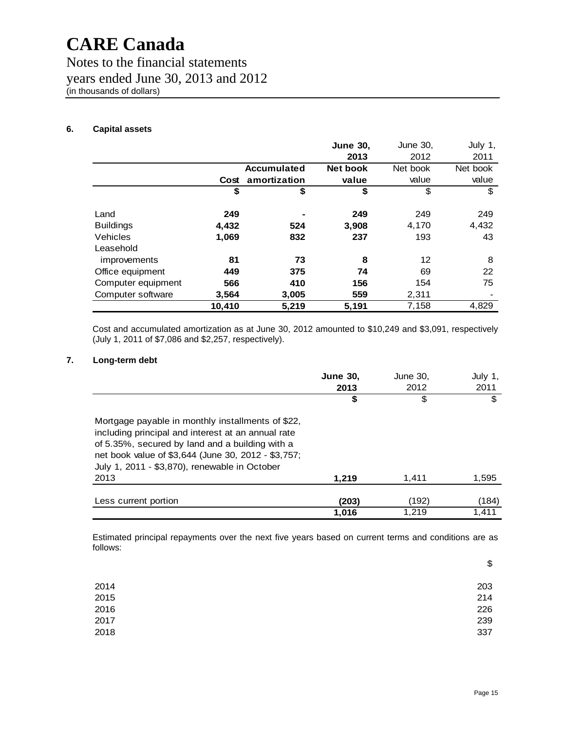# CARE Canada

Notes to the financial statements
years ended June 30, 2013 and 2012
(in thousands of dollars)

## 6. Capital assets

| | Cost | Accumulated amortization | June 30, 2013 Net book value | June 30, 2012 Net book value | July 1, 2011 Net book value |
|---|---|---|---|---|---|
| | $ | $ | $ | $ | $ |
| Land | 249 | - | 249 | 249 | 249 |
| Buildings | 4,432 | 524 | 3,908 | 4,170 | 4,432 |
| Vehicles | 1,069 | 832 | 237 | 193 | 43 |
| Leasehold improvements | 81 | 73 | 8 | 12 | 8 |
| Office equipment | 449 | 375 | 74 | 69 | 22 |
| Computer equipment | 566 | 410 | 156 | 154 | 75 |
| Computer software | 3,564 | 3,005 | 559 | 2,311 | - |
| | 10,410 | 5,219 | 5,191 | 7,158 | 4,829 |

Cost and accumulated amortization as at June 30, 2012 amounted to $10,249 and $3,091, respectively (July 1, 2011 of $7,086 and $2,257, respectively).

## 7. Long-term debt

| | June 30, 2013 | June 30, 2012 | July 1, 2011 |
|---|---|---|---|
| | $ | $ | $ |
| Mortgage payable in monthly installments of $22, including principal and interest at an annual rate of 5.35%, secured by land and a building with a net book value of $3,644 (June 30, 2012 - $3,757; July 1, 2011 - $3,870), renewable in October 2013 | 1,219 | 1,411 | 1,595 |
| Less current portion | (203) | (192) | (184) |
| | 1,016 | 1,219 | 1,411 |

Estimated principal repayments over the next five years based on current terms and conditions are as follows:

| | $ |
|---|---|
| 2014 | 203 |
| 2015 | 214 |
| 2016 | 226 |
| 2017 | 239 |
| 2018 | 337 |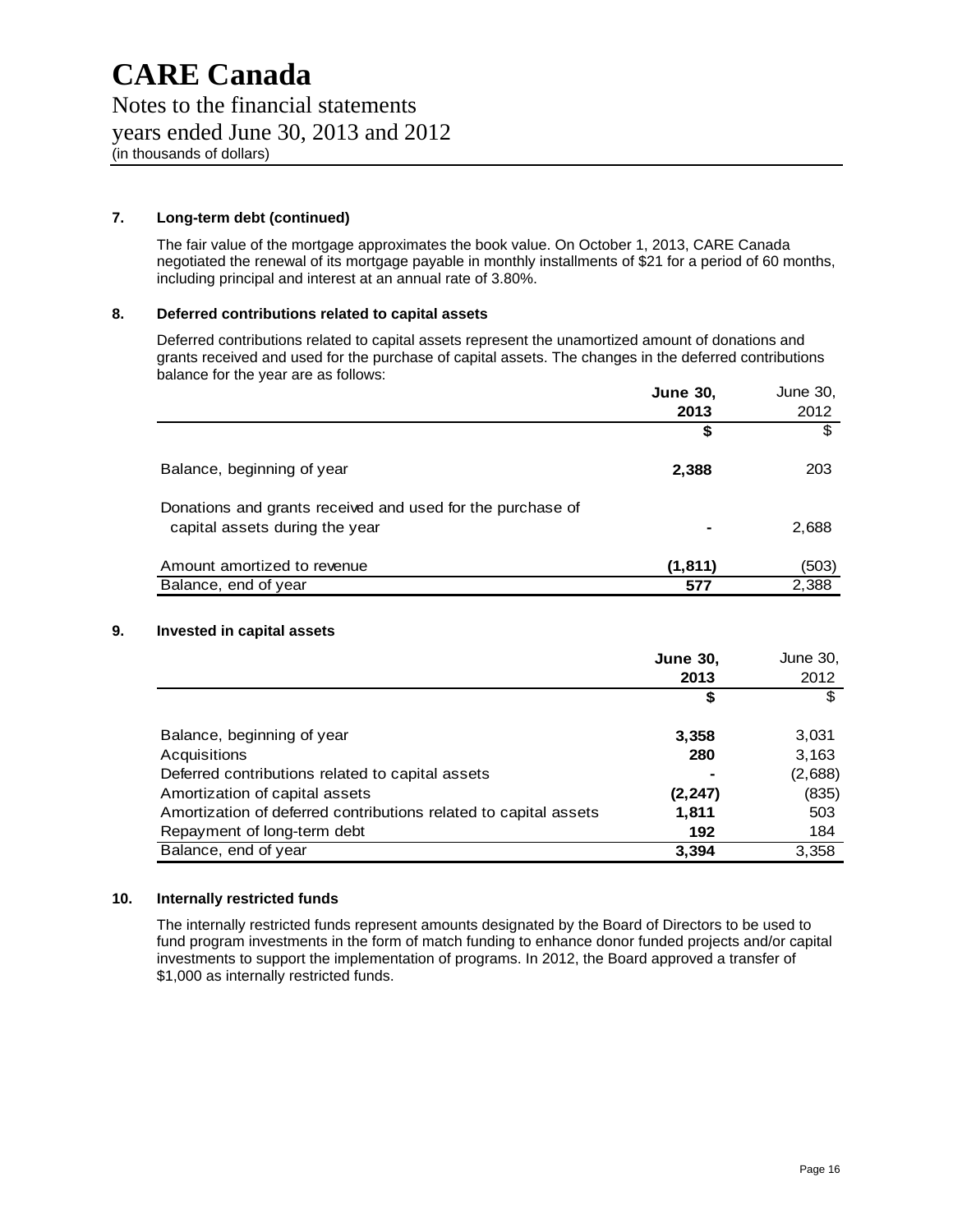# CARE Canada

Notes to the financial statements
years ended June 30, 2013 and 2012
(in thousands of dollars)

## 7. Long-term debt (continued)

The fair value of the mortgage approximates the book value. On October 1, 2013, CARE Canada negotiated the renewal of its mortgage payable in monthly installments of $21 for a period of 60 months, including principal and interest at an annual rate of 3.80%.

## 8. Deferred contributions related to capital assets

Deferred contributions related to capital assets represent the unamortized amount of donations and grants received and used for the purchase of capital assets. The changes in the deferred contributions balance for the year are as follows:

| | **June 30, 2013** | June 30, 2012 |
|---|---|---|
| | **$** | $ |
| Balance, beginning of year | **2,388** | 203 |
| Donations and grants received and used for the purchase of capital assets during the year | **-** | 2,688 |
| Amount amortized to revenue | **(1,811)** | (503) |
| Balance, end of year | **577** | 2,388 |

## 9. Invested in capital assets

| | **June 30, 2013** | June 30, 2012 |
|---|---|---|
| | **$** | $ |
| Balance, beginning of year | **3,358** | 3,031 |
| Acquisitions | **280** | 3,163 |
| Deferred contributions related to capital assets | **-** | (2,688) |
| Amortization of capital assets | **(2,247)** | (835) |
| Amortization of deferred contributions related to capital assets | **1,811** | 503 |
| Repayment of long-term debt | **192** | 184 |
| Balance, end of year | **3,394** | 3,358 |

## 10. Internally restricted funds

The internally restricted funds represent amounts designated by the Board of Directors to be used to fund program investments in the form of match funding to enhance donor funded projects and/or capital investments to support the implementation of programs. In 2012, the Board approved a transfer of $1,000 as internally restricted funds.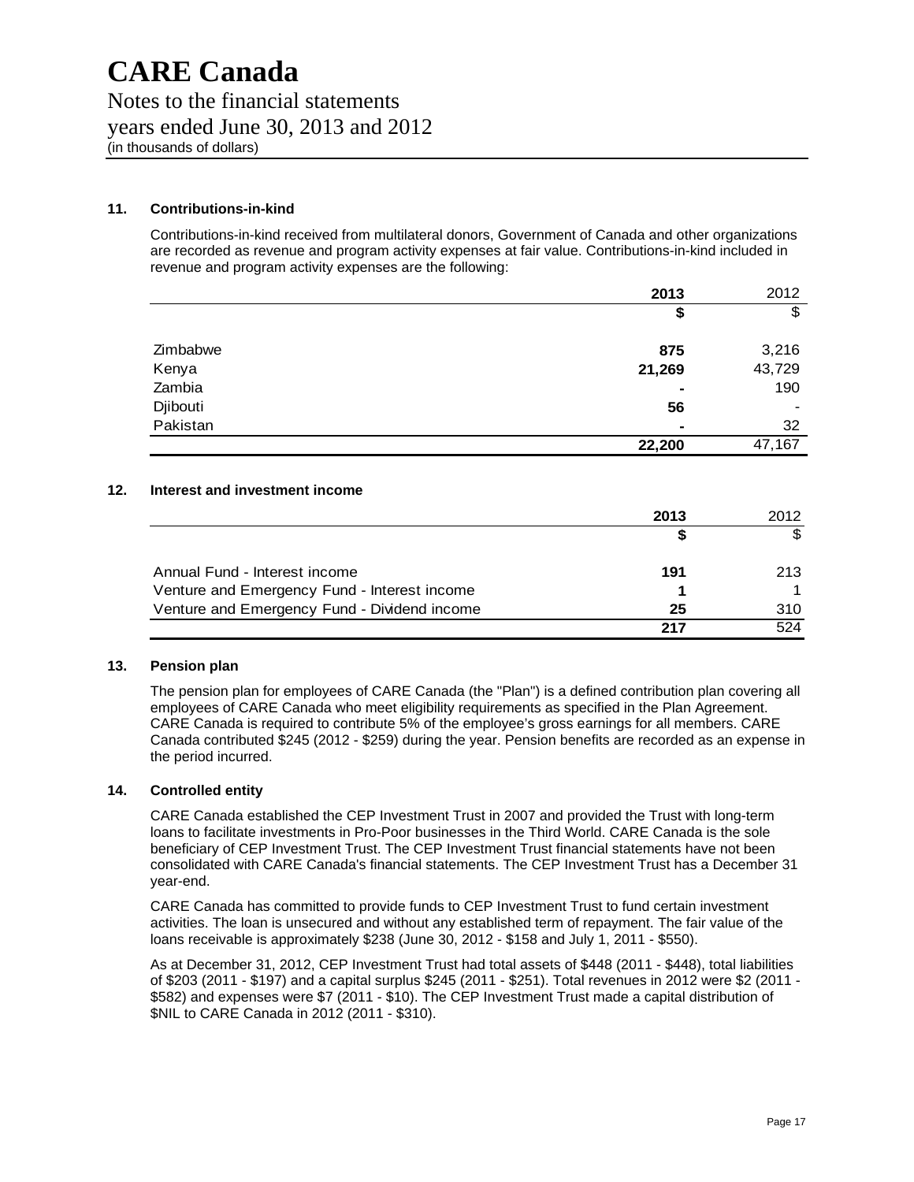## 11. Contributions-in-kind

Contributions-in-kind received from multilateral donors, Government of Canada and other organizations are recorded as revenue and program activity expenses at fair value. Contributions-in-kind included in revenue and program activity expenses are the following:

| | **2013** | 2012 |
|---|---|---|
| | **$** | $ |
| Zimbabwe | **875** | 3,216 |
| Kenya | **21,269** | 43,729 |
| Zambia | **-** | 190 |
| Djibouti | **56** | - |
| Pakistan | **-** | 32 |
| | **22,200** | 47,167 |

## 12. Interest and investment income

| | **2013** | 2012 |
|---|---|---|
| | **$** | $ |
| Annual Fund - Interest income | **191** | 213 |
| Venture and Emergency Fund - Interest income | **1** | 1 |
| Venture and Emergency Fund - Dividend income | **25** | 310 |
| | **217** | 524 |

## 13. Pension plan

The pension plan for employees of CARE Canada (the "Plan") is a defined contribution plan covering all employees of CARE Canada who meet eligibility requirements as specified in the Plan Agreement. CARE Canada is required to contribute 5% of the employee's gross earnings for all members. CARE Canada contributed $245 (2012 - $259) during the year. Pension benefits are recorded as an expense in the period incurred.

## 14. Controlled entity

CARE Canada established the CEP Investment Trust in 2007 and provided the Trust with long-term loans to facilitate investments in Pro-Poor businesses in the Third World. CARE Canada is the sole beneficiary of CEP Investment Trust. The CEP Investment Trust financial statements have not been consolidated with CARE Canada's financial statements. The CEP Investment Trust has a December 31 year-end.

CARE Canada has committed to provide funds to CEP Investment Trust to fund certain investment activities. The loan is unsecured and without any established term of repayment. The fair value of the loans receivable is approximately $238 (June 30, 2012 - $158 and July 1, 2011 - $550).

As at December 31, 2012, CEP Investment Trust had total assets of $448 (2011 - $448), total liabilities of $203 (2011 - $197) and a capital surplus $245 (2011 - $251). Total revenues in 2012 were $2 (2011 - $582) and expenses were $7 (2011 - $10). The CEP Investment Trust made a capital distribution of $NIL to CARE Canada in 2012 (2011 - $310).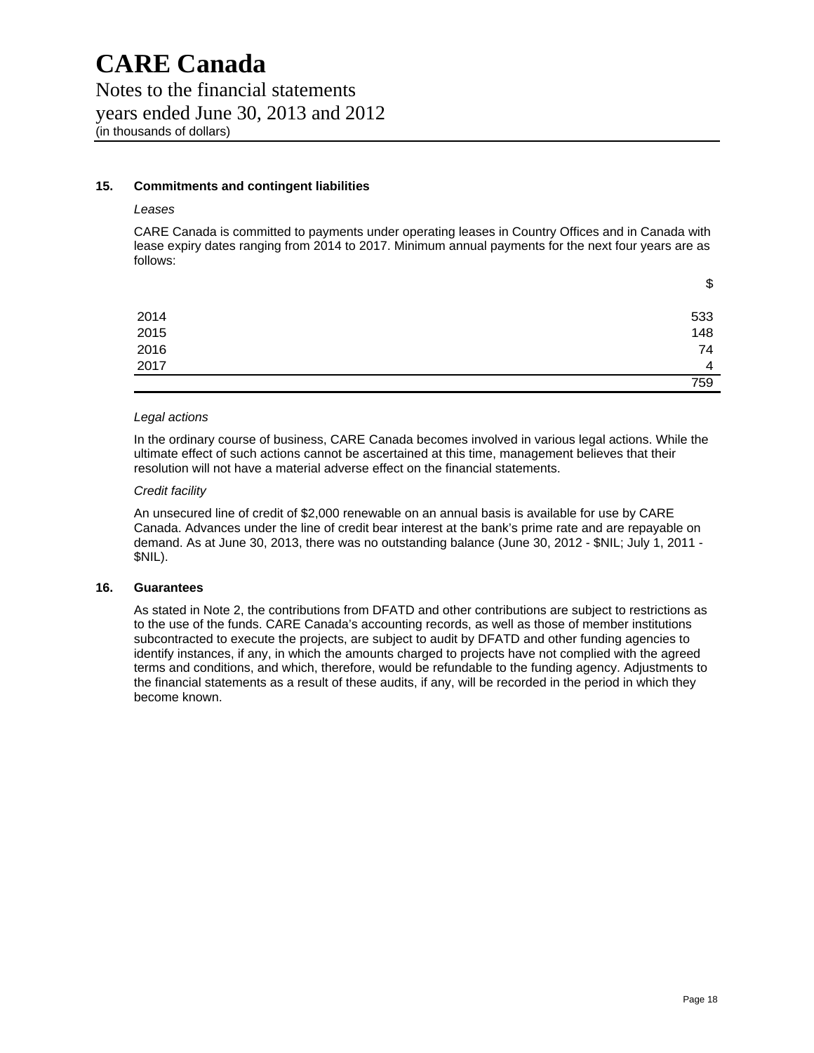## 15. Commitments and contingent liabilities

*Leases*

CARE Canada is committed to payments under operating leases in Country Offices and in Canada with lease expiry dates ranging from 2014 to 2017. Minimum annual payments for the next four years are as follows:

| | $ |
|---|---|
| 2014 | 533 |
| 2015 | 148 |
| 2016 | 74 |
| 2017 | 4 |
| | 759 |

*Legal actions*

In the ordinary course of business, CARE Canada becomes involved in various legal actions. While the ultimate effect of such actions cannot be ascertained at this time, management believes that their resolution will not have a material adverse effect on the financial statements.

*Credit facility*

An unsecured line of credit of $2,000 renewable on an annual basis is available for use by CARE Canada. Advances under the line of credit bear interest at the bank's prime rate and are repayable on demand. As at June 30, 2013, there was no outstanding balance (June 30, 2012 - $NIL; July 1, 2011 - $NIL).

## 16. Guarantees

As stated in Note 2, the contributions from DFATD and other contributions are subject to restrictions as to the use of the funds. CARE Canada's accounting records, as well as those of member institutions subcontracted to execute the projects, are subject to audit by DFATD and other funding agencies to identify instances, if any, in which the amounts charged to projects have not complied with the agreed terms and conditions, and which, therefore, would be refundable to the funding agency. Adjustments to the financial statements as a result of these audits, if any, will be recorded in the period in which they become known.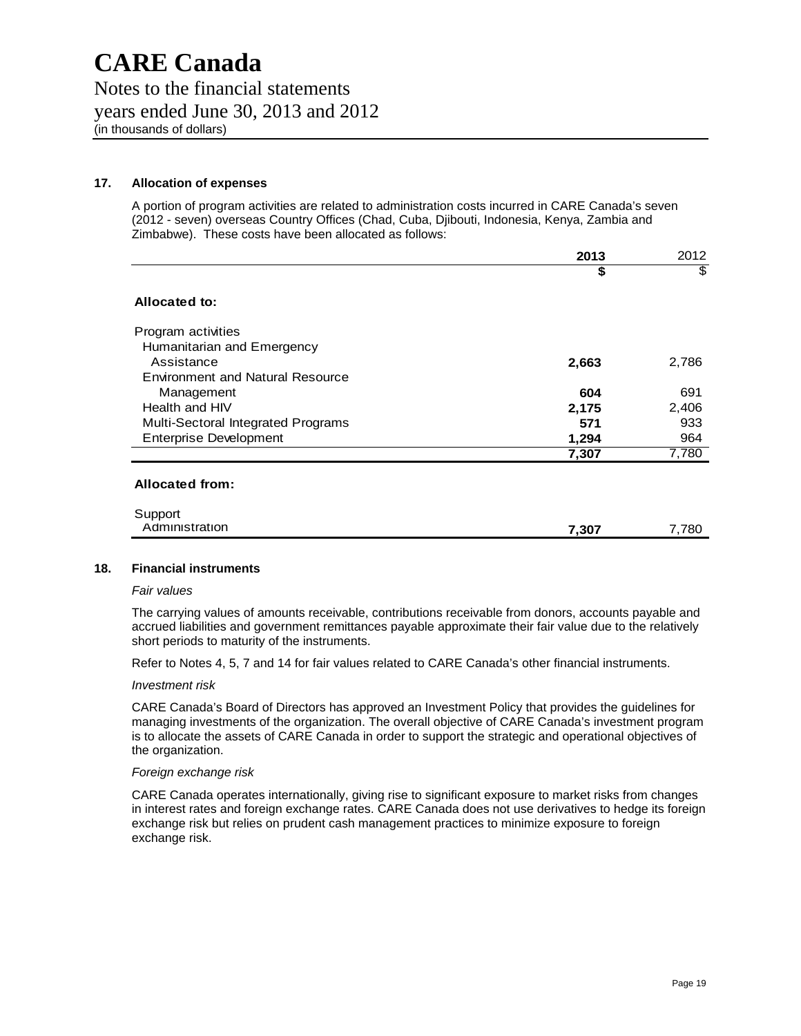# CARE Canada

Notes to the financial statements
years ended June 30, 2013 and 2012
(in thousands of dollars)

## 17. Allocation of expenses

A portion of program activities are related to administration costs incurred in CARE Canada's seven (2012 - seven) overseas Country Offices (Chad, Cuba, Djibouti, Indonesia, Kenya, Zambia and Zimbabwe). These costs have been allocated as follows:

| | 2013 | 2012 |
|---|---|---|
| | $ | $ |
| **Allocated to:** | | |
| Program activities | | |
| Humanitarian and Emergency Assistance | **2,663** | 2,786 |
| Environment and Natural Resource Management | **604** | 691 |
| Health and HIV | **2,175** | 2,406 |
| Multi-Sectoral Integrated Programs | **571** | 933 |
| Enterprise Development | **1,294** | 964 |
| | **7,307** | 7,780 |
| **Allocated from:** | | |
| Support | | |
| Administration | **7,307** | 7,780 |

## 18. Financial instruments

*Fair values*

The carrying values of amounts receivable, contributions receivable from donors, accounts payable and accrued liabilities and government remittances payable approximate their fair value due to the relatively short periods to maturity of the instruments.

Refer to Notes 4, 5, 7 and 14 for fair values related to CARE Canada's other financial instruments.

*Investment risk*

CARE Canada's Board of Directors has approved an Investment Policy that provides the guidelines for managing investments of the organization. The overall objective of CARE Canada's investment program is to allocate the assets of CARE Canada in order to support the strategic and operational objectives of the organization.

*Foreign exchange risk*

CARE Canada operates internationally, giving rise to significant exposure to market risks from changes in interest rates and foreign exchange rates. CARE Canada does not use derivatives to hedge its foreign exchange risk but relies on prudent cash management practices to minimize exposure to foreign exchange risk.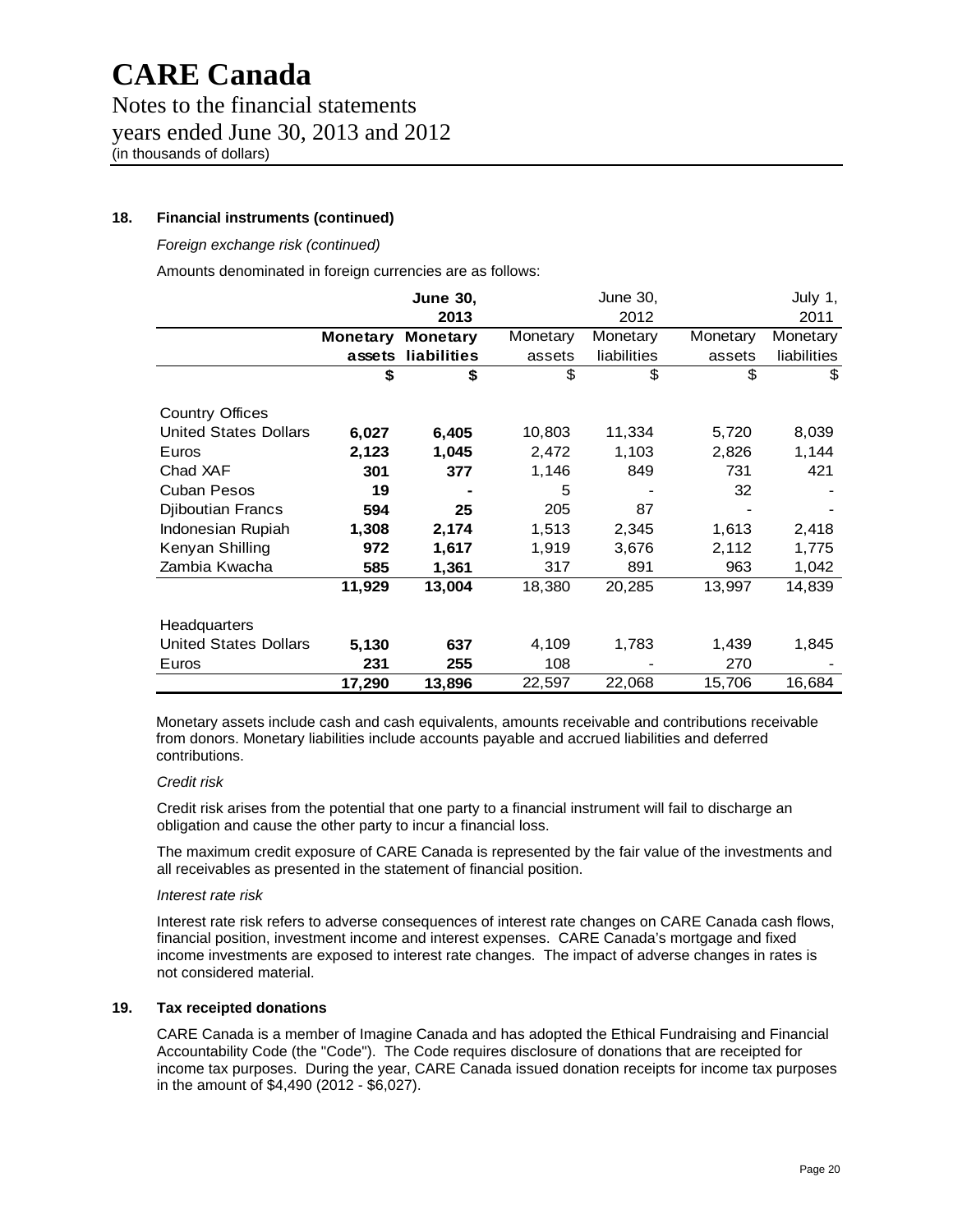# CARE Canada

Notes to the financial statements
years ended June 30, 2013 and 2012
(in thousands of dollars)

## 18. Financial instruments (continued)

*Foreign exchange risk (continued)*

Amounts denominated in foreign currencies are as follows:

| | **June 30, 2013** | | June 30, 2012 | | July 1, 2011 | |
|---|---|---|---|---|---|---|
| | **Monetary assets** | **Monetary liabilities** | Monetary assets | Monetary liabilities | Monetary assets | Monetary liabilities |
| | **$** | **$** | $ | $ | $ | $ |
| Country Offices | | | | | | |
| United States Dollars | **6,027** | **6,405** | 10,803 | 11,334 | 5,720 | 8,039 |
| Euros | **2,123** | **1,045** | 2,472 | 1,103 | 2,826 | 1,144 |
| Chad XAF | **301** | **377** | 1,146 | 849 | 731 | 421 |
| Cuban Pesos | **19** | **-** | 5 | - | 32 | - |
| Djiboutian Francs | **594** | **25** | 205 | 87 | - | - |
| Indonesian Rupiah | **1,308** | **2,174** | 1,513 | 2,345 | 1,613 | 2,418 |
| Kenyan Shilling | **972** | **1,617** | 1,919 | 3,676 | 2,112 | 1,775 |
| Zambia Kwacha | **585** | **1,361** | 317 | 891 | 963 | 1,042 |
| | **11,929** | **13,004** | 18,380 | 20,285 | 13,997 | 14,839 |
| Headquarters | | | | | | |
| United States Dollars | **5,130** | **637** | 4,109 | 1,783 | 1,439 | 1,845 |
| Euros | **231** | **255** | 108 | - | 270 | - |
| | **17,290** | **13,896** | 22,597 | 22,068 | 15,706 | 16,684 |

Monetary assets include cash and cash equivalents, amounts receivable and contributions receivable from donors. Monetary liabilities include accounts payable and accrued liabilities and deferred contributions.

*Credit risk*

Credit risk arises from the potential that one party to a financial instrument will fail to discharge an obligation and cause the other party to incur a financial loss.

The maximum credit exposure of CARE Canada is represented by the fair value of the investments and all receivables as presented in the statement of financial position.

*Interest rate risk*

Interest rate risk refers to adverse consequences of interest rate changes on CARE Canada cash flows, financial position, investment income and interest expenses. CARE Canada's mortgage and fixed income investments are exposed to interest rate changes. The impact of adverse changes in rates is not considered material.

## 19. Tax receipted donations

CARE Canada is a member of Imagine Canada and has adopted the Ethical Fundraising and Financial Accountability Code (the "Code"). The Code requires disclosure of donations that are receipted for income tax purposes. During the year, CARE Canada issued donation receipts for income tax purposes in the amount of $4,490 (2012 - $6,027).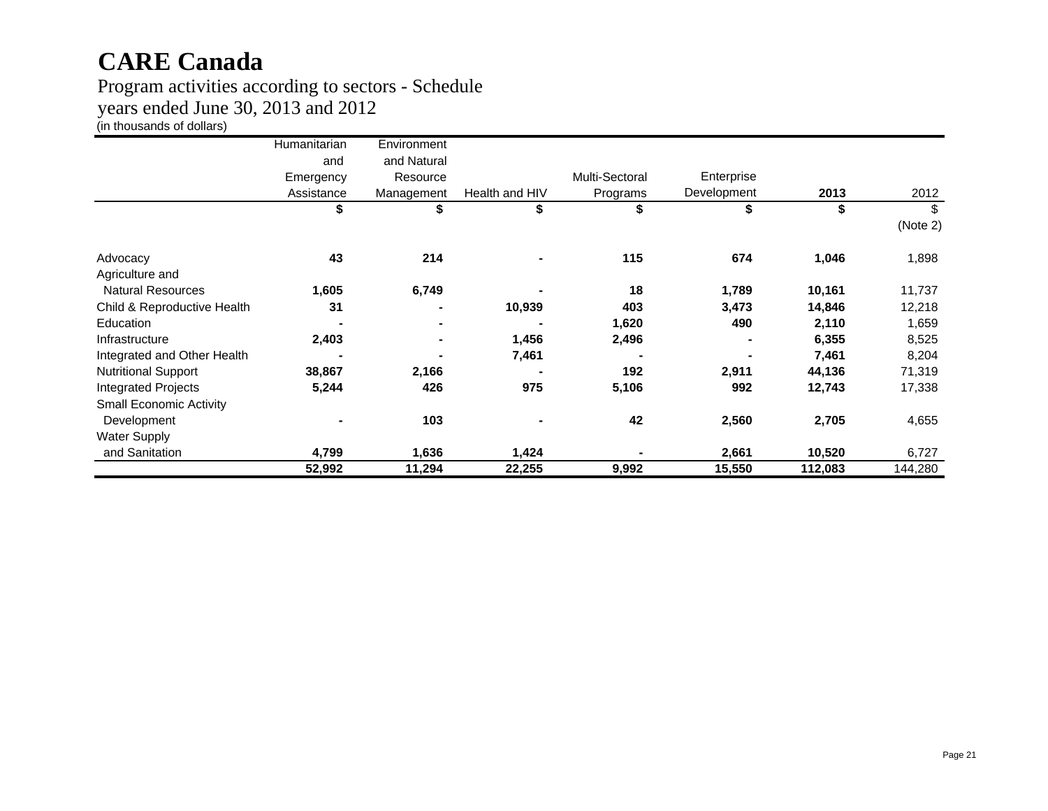# CARE Canada

Program activities according to sectors - Schedule
years ended June 30, 2013 and 2012
(in thousands of dollars)

| | Humanitarian and Emergency Assistance | Environment and Natural Resource Management | Health and HIV | Multi-Sectoral Programs | Enterprise Development | **2013** | 2012 |
|---|---|---|---|---|---|---|---|
| | **$** | **$** | **$** | **$** | **$** | **$** | $ (Note 2) |
| Advocacy | **43** | **214** | **-** | **115** | **674** | **1,046** | 1,898 |
| Agriculture and Natural Resources | **1,605** | **6,749** | **-** | **18** | **1,789** | **10,161** | 11,737 |
| Child & Reproductive Health | **31** | **-** | **10,939** | **403** | **3,473** | **14,846** | 12,218 |
| Education | **-** | **-** | **-** | **1,620** | **490** | **2,110** | 1,659 |
| Infrastructure | **2,403** | **-** | **1,456** | **2,496** | **-** | **6,355** | 8,525 |
| Integrated and Other Health | **-** | **-** | **7,461** | **-** | **-** | **7,461** | 8,204 |
| Nutritional Support | **38,867** | **2,166** | **-** | **192** | **2,911** | **44,136** | 71,319 |
| Integrated Projects | **5,244** | **426** | **975** | **5,106** | **992** | **12,743** | 17,338 |
| Small Economic Activity Development | **-** | **103** | **-** | **42** | **2,560** | **2,705** | 4,655 |
| Water Supply and Sanitation | **4,799** | **1,636** | **1,424** | **-** | **2,661** | **10,520** | 6,727 |
| | **52,992** | **11,294** | **22,255** | **9,992** | **15,550** | **112,083** | 144,280 |